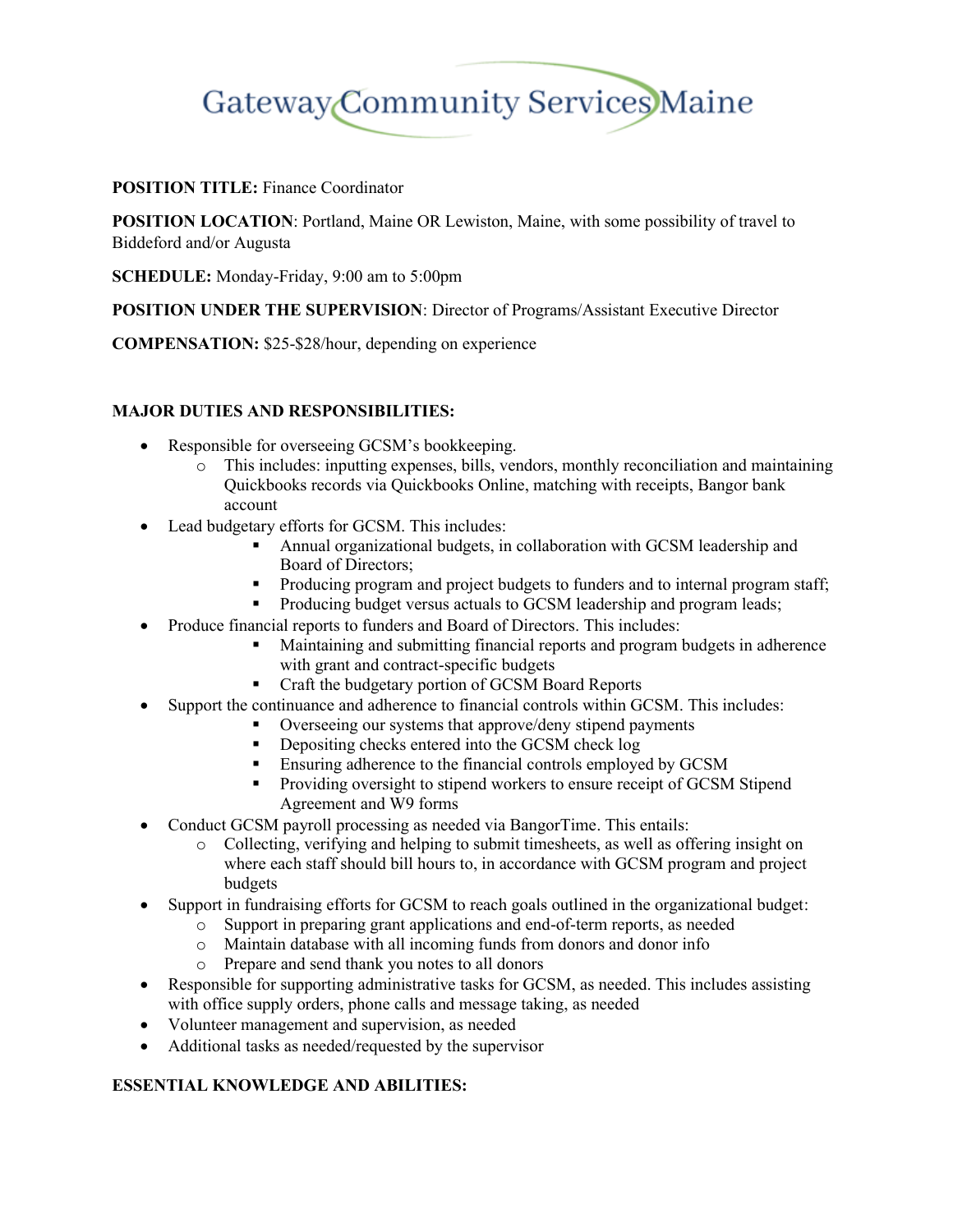# Gateway Community Services Maine

**POSITION TITLE:** Finance Coordinator

**POSITION LOCATION**: Portland, Maine OR Lewiston, Maine, with some possibility of travel to Biddeford and/or Augusta

**SCHEDULE:** Monday-Friday, 9:00 am to 5:00pm

**POSITION UNDER THE SUPERVISION**: Director of Programs/Assistant Executive Director

**COMPENSATION:** $25-$28/hour, depending on experience

**MAJOR DUTIES AND RESPONSIBILITIES:**

- Responsible for overseeing GCSM's bookkeeping.
  - This includes: inputting expenses, bills, vendors, monthly reconciliation and maintaining Quickbooks records via Quickbooks Online, matching with receipts, Bangor bank account
- Lead budgetary efforts for GCSM. This includes:
  - Annual organizational budgets, in collaboration with GCSM leadership and Board of Directors;
  - Producing program and project budgets to funders and to internal program staff;
  - Producing budget versus actuals to GCSM leadership and program leads;
- Produce financial reports to funders and Board of Directors. This includes:
  - Maintaining and submitting financial reports and program budgets in adherence with grant and contract-specific budgets
  - Craft the budgetary portion of GCSM Board Reports
- Support the continuance and adherence to financial controls within GCSM. This includes:
  - Overseeing our systems that approve/deny stipend payments
  - Depositing checks entered into the GCSM check log
  - Ensuring adherence to the financial controls employed by GCSM
  - Providing oversight to stipend workers to ensure receipt of GCSM Stipend Agreement and W9 forms
- Conduct GCSM payroll processing as needed via BangorTime. This entails:
  - Collecting, verifying and helping to submit timesheets, as well as offering insight on where each staff should bill hours to, in accordance with GCSM program and project budgets
- Support in fundraising efforts for GCSM to reach goals outlined in the organizational budget:
  - Support in preparing grant applications and end-of-term reports, as needed
  - Maintain database with all incoming funds from donors and donor info
  - Prepare and send thank you notes to all donors
- Responsible for supporting administrative tasks for GCSM, as needed. This includes assisting with office supply orders, phone calls and message taking, as needed
- Volunteer management and supervision, as needed
- Additional tasks as needed/requested by the supervisor

**ESSENTIAL KNOWLEDGE AND ABILITIES:**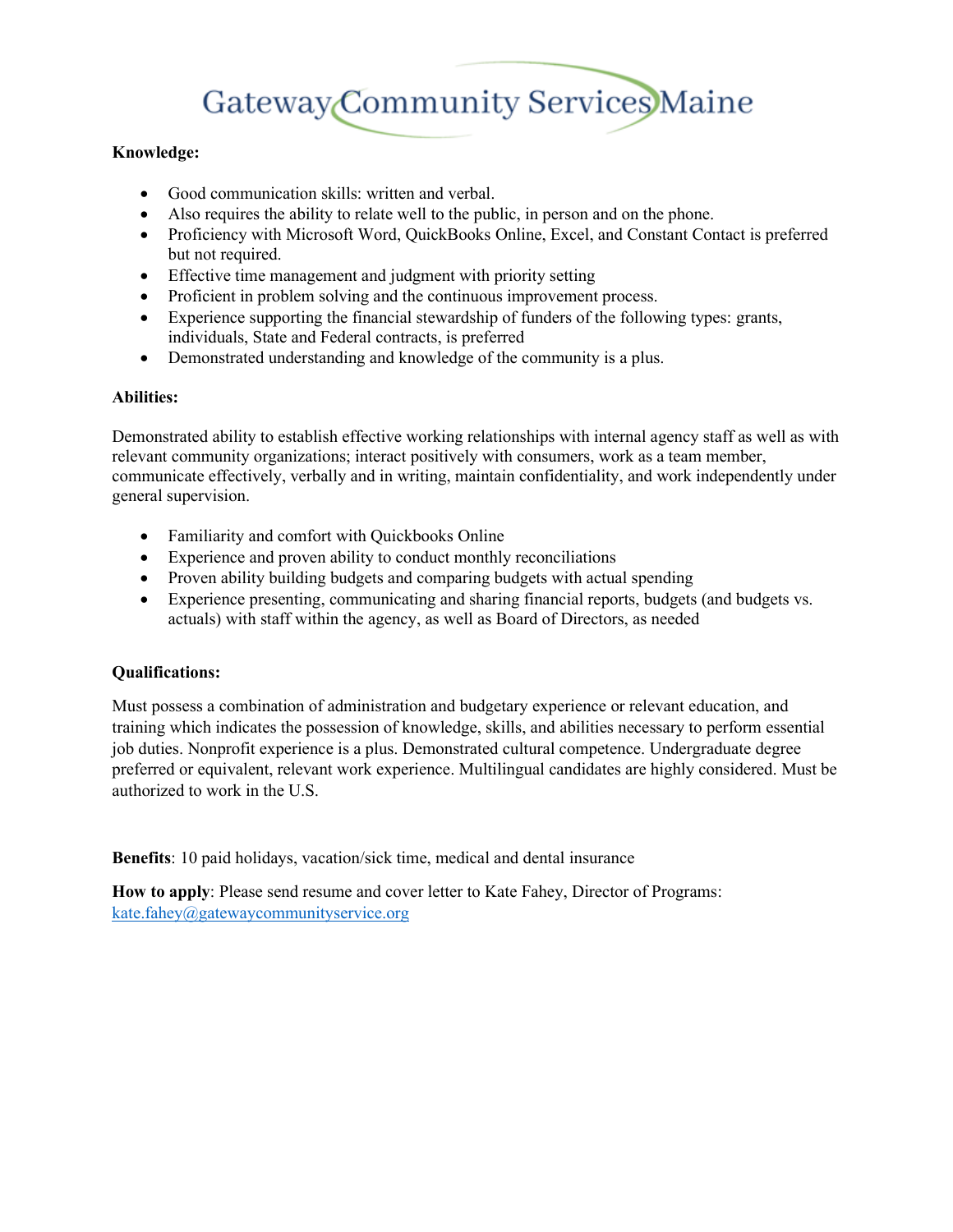# Gateway Community Services Maine

**Knowledge:**

- Good communication skills: written and verbal.
- Also requires the ability to relate well to the public, in person and on the phone.
- Proficiency with Microsoft Word, QuickBooks Online, Excel, and Constant Contact is preferred but not required.
- Effective time management and judgment with priority setting
- Proficient in problem solving and the continuous improvement process.
- Experience supporting the financial stewardship of funders of the following types: grants, individuals, State and Federal contracts, is preferred
- Demonstrated understanding and knowledge of the community is a plus.

**Abilities:**

Demonstrated ability to establish effective working relationships with internal agency staff as well as with relevant community organizations; interact positively with consumers, work as a team member, communicate effectively, verbally and in writing, maintain confidentiality, and work independently under general supervision.

- Familiarity and comfort with Quickbooks Online
- Experience and proven ability to conduct monthly reconciliations
- Proven ability building budgets and comparing budgets with actual spending
- Experience presenting, communicating and sharing financial reports, budgets (and budgets vs. actuals) with staff within the agency, as well as Board of Directors, as needed

**Qualifications:**

Must possess a combination of administration and budgetary experience or relevant education, and training which indicates the possession of knowledge, skills, and abilities necessary to perform essential job duties. Nonprofit experience is a plus. Demonstrated cultural competence. Undergraduate degree preferred or equivalent, relevant work experience. Multilingual candidates are highly considered. Must be authorized to work in the U.S.

**Benefits**: 10 paid holidays, vacation/sick time, medical and dental insurance

**How to apply**: Please send resume and cover letter to Kate Fahey, Director of Programs: kate.fahey@gatewaycommunityservice.org